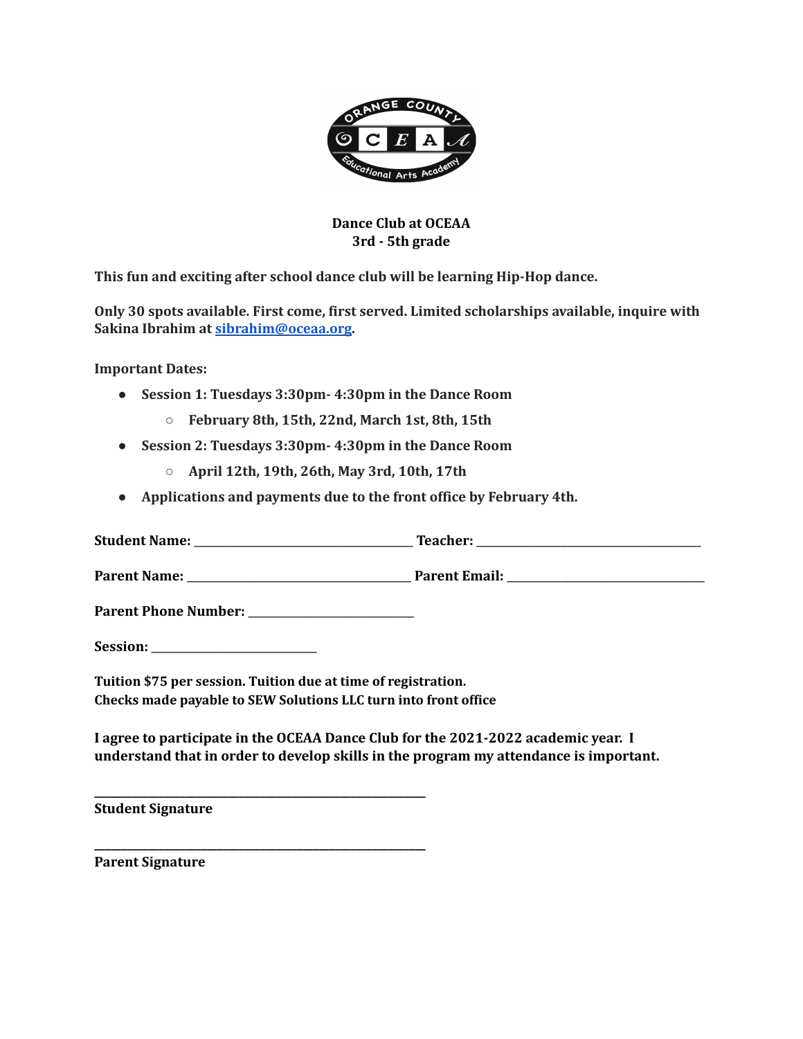**Dance Club at OCEAA**
**3rd - 5th grade**

**This fun and exciting after school dance club will be learning Hip-Hop dance.**

**Only 30 spots available. First come, first served. Limited scholarships available, inquire with Sakina Ibrahim at [sibrahim@oceaa.org](mailto:sibrahim@oceaa.org).**

**Important Dates:**

- **Session 1: Tuesdays 3:30pm- 4:30pm in the Dance Room**
  - **February 8th, 15th, 22nd, March 1st, 8th, 15th**
- **Session 2: Tuesdays 3:30pm- 4:30pm in the Dance Room**
  - **April 12th, 19th, 26th, May 3rd, 10th, 17th**
- **Applications and payments due to the front office by February 4th.**

**Student Name:** ______________________________ **Teacher:** ______________________________

**Parent Name:** ______________________________ **Parent Email:** ______________________________

**Parent Phone Number:** ______________________

**Session:** ______________________

**Tuition $75 per session. Tuition due at time of registration.**
**Checks made payable to SEW Solutions LLC turn into front office**

**I agree to participate in the OCEAA Dance Club for the 2021-2022 academic year. I understand that in order to develop skills in the program my attendance is important.**

______________________________________________
**Student Signature**

______________________________________________
**Parent Signature**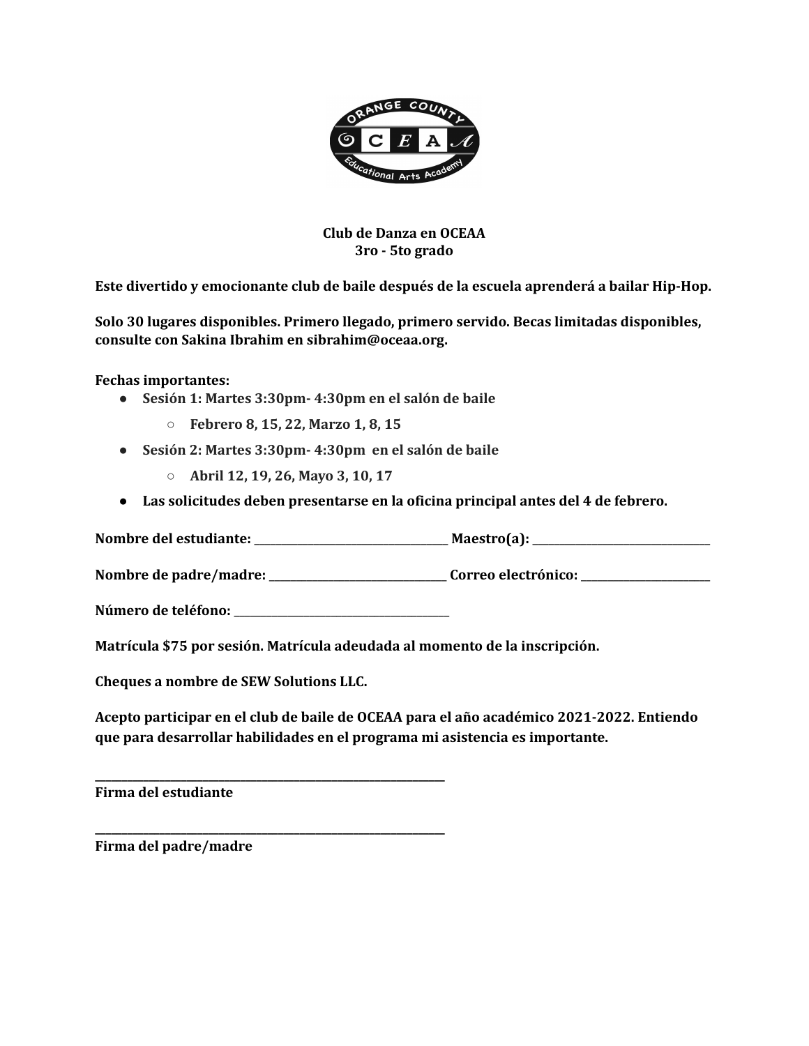**Club de Danza en OCEAA**
**3ro - 5to grado**

**Este divertido y emocionante club de baile después de la escuela aprenderá a bailar Hip-Hop.**

**Solo 30 lugares disponibles. Primero llegado, primero servido. Becas limitadas disponibles, consulte con Sakina Ibrahim en sibrahim@oceaa.org.**

**Fechas importantes:**

- **Sesión 1: Martes 3:30pm- 4:30pm en el salón de baile**
  - **Febrero 8, 15, 22, Marzo 1, 8, 15**
- **Sesión 2: Martes 3:30pm- 4:30pm en el salón de baile**
  - **Abril 12, 19, 26, Mayo 3, 10, 17**
- **Las solicitudes deben presentarse en la oficina principal antes del 4 de febrero.**

**Nombre del estudiante: ______________________________ Maestro(a): ___________________________**

**Nombre de padre/madre: ___________________________ Correo electrónico: ____________________**

**Número de teléfono: __________________________________**

**Matrícula $75 por sesión. Matrícula adeudada al momento de la inscripción.**

**Cheques a nombre de SEW Solutions LLC.**

**Acepto participar en el club de baile de OCEAA para el año académico 2021-2022. Entiendo que para desarrollar habilidades en el programa mi asistencia es importante.**

**_______________________________________________________**
**Firma del estudiante**

**_______________________________________________________**
**Firma del padre/madre**